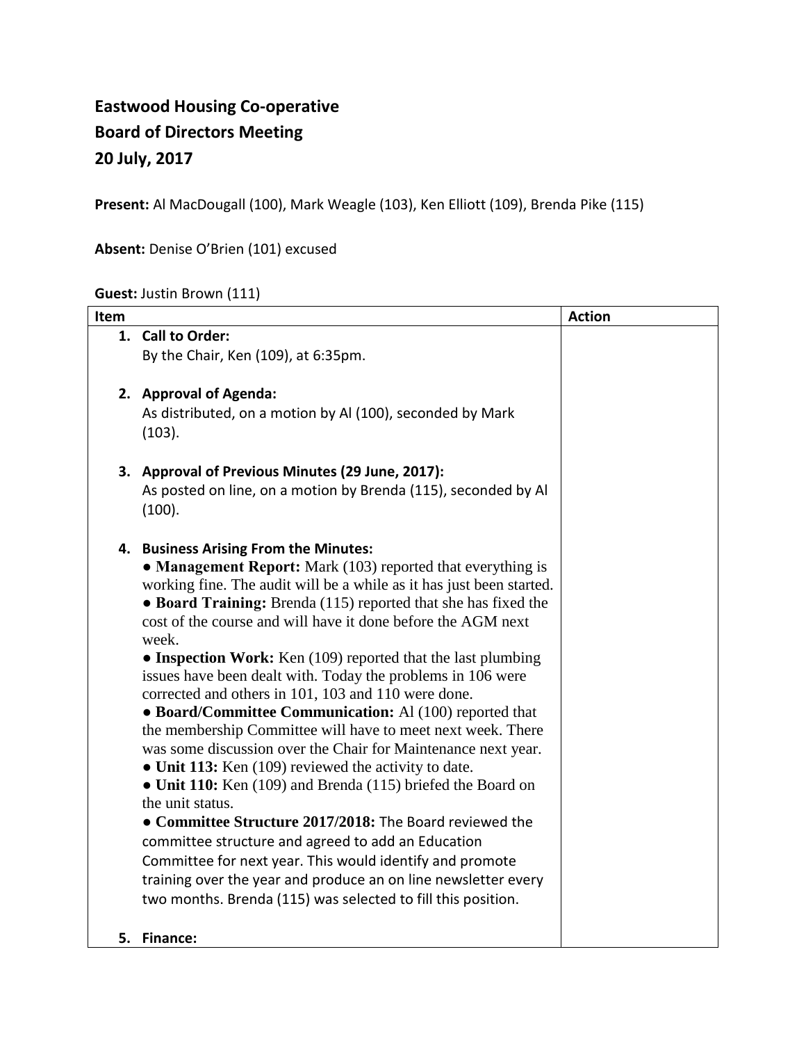**Eastwood Housing Co-operative**
**Board of Directors Meeting**
**20 July, 2017**

**Present:** Al MacDougall (100), Mark Weagle (103), Ken Elliott (109), Brenda Pike (115)

**Absent:** Denise O'Brien (101) excused

**Guest:** Justin Brown (111)

| Item | Action |
| --- | --- |
| 1. **Call to Order:**<br>By the Chair, Ken (109), at 6:35pm. | |
| 2. **Approval of Agenda:**<br>As distributed, on a motion by Al (100), seconded by Mark (103). | |
| 3. **Approval of Previous Minutes (29 June, 2017):**<br>As posted on line, on a motion by Brenda (115), seconded by Al (100). | |
| 4. **Business Arising From the Minutes:**<br>● **Management Report:** Mark (103) reported that everything is working fine. The audit will be a while as it has just been started.<br>● **Board Training:** Brenda (115) reported that she has fixed the cost of the course and will have it done before the AGM next week.<br>● **Inspection Work:** Ken (109) reported that the last plumbing issues have been dealt with. Today the problems in 106 were corrected and others in 101, 103 and 110 were done.<br>● **Board/Committee Communication:** Al (100) reported that the membership Committee will have to meet next week. There was some discussion over the Chair for Maintenance next year.<br>● **Unit 113:** Ken (109) reviewed the activity to date.<br>● **Unit 110:** Ken (109) and Brenda (115) briefed the Board on the unit status.<br>● **Committee Structure 2017/2018:** The Board reviewed the committee structure and agreed to add an Education Committee for next year. This would identify and promote training over the year and produce an on line newsletter every two months. Brenda (115) was selected to fill this position. | |
| 5. **Finance:** | |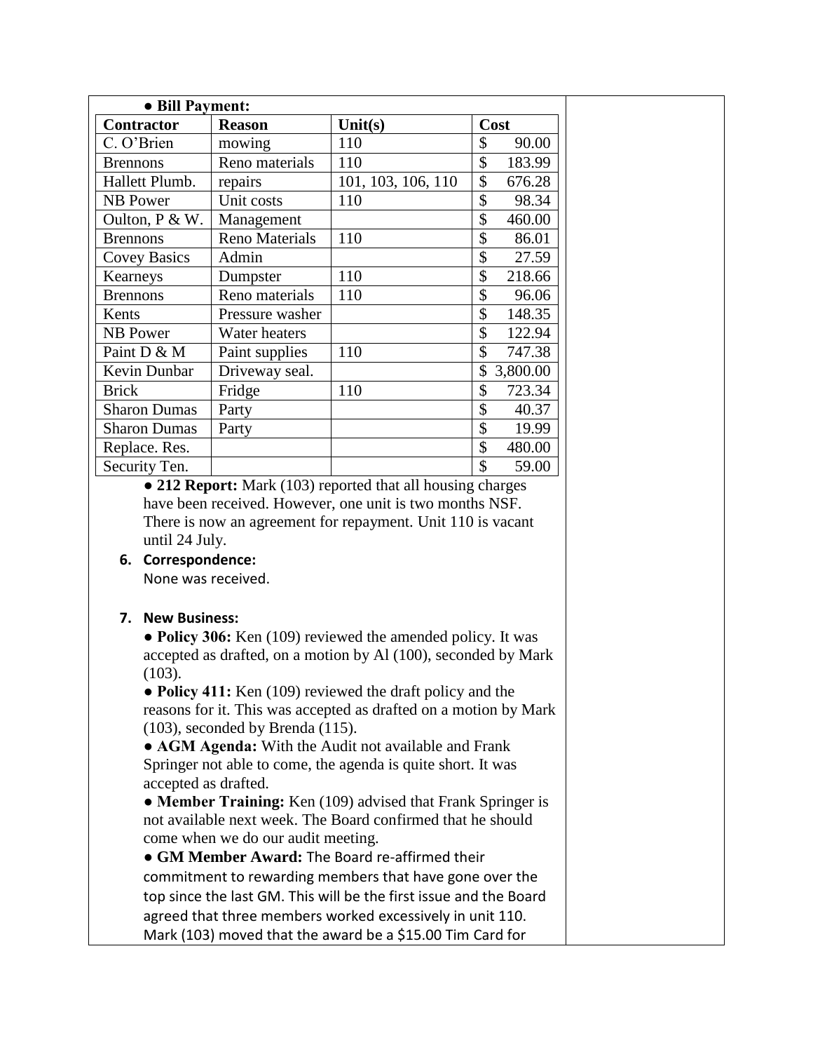● **Bill Payment:**

| Contractor | Reason | Unit(s) | Cost |
|---|---|---|---|
| C. O'Brien | mowing | 110 | $ 90.00 |
| Brennons | Reno materials | 110 | $ 183.99 |
| Hallett Plumb. | repairs | 101, 103, 106, 110 | $ 676.28 |
| NB Power | Unit costs | 110 | $ 98.34 |
| Oulton, P & W. | Management | | $ 460.00 |
| Brennons | Reno Materials | 110 | $ 86.01 |
| Covey Basics | Admin | | $ 27.59 |
| Kearneys | Dumpster | 110 | $ 218.66 |
| Brennons | Reno materials | 110 | $ 96.06 |
| Kents | Pressure washer | | $ 148.35 |
| NB Power | Water heaters | | $ 122.94 |
| Paint D & M | Paint supplies | 110 | $ 747.38 |
| Kevin Dunbar | Driveway seal. | | $ 3,800.00 |
| Brick | Fridge | 110 | $ 723.34 |
| Sharon Dumas | Party | | $ 40.37 |
| Sharon Dumas | Party | | $ 19.99 |
| Replace. Res. | | | $ 480.00 |
| Security Ten. | | | $ 59.00 |

● **212 Report:** Mark (103) reported that all housing charges have been received. However, one unit is two months NSF. There is now an agreement for repayment. Unit 110 is vacant until 24 July.

**6. Correspondence:**

None was received.

**7. New Business:**

● **Policy 306:** Ken (109) reviewed the amended policy. It was accepted as drafted, on a motion by Al (100), seconded by Mark (103).

● **Policy 411:** Ken (109) reviewed the draft policy and the reasons for it. This was accepted as drafted on a motion by Mark (103), seconded by Brenda (115).

● **AGM Agenda:** With the Audit not available and Frank Springer not able to come, the agenda is quite short. It was accepted as drafted.

● **Member Training:** Ken (109) advised that Frank Springer is not available next week. The Board confirmed that he should come when we do our audit meeting.

● **GM Member Award:** The Board re-affirmed their commitment to rewarding members that have gone over the top since the last GM. This will be the first issue and the Board agreed that three members worked excessively in unit 110. Mark (103) moved that the award be a $15.00 Tim Card for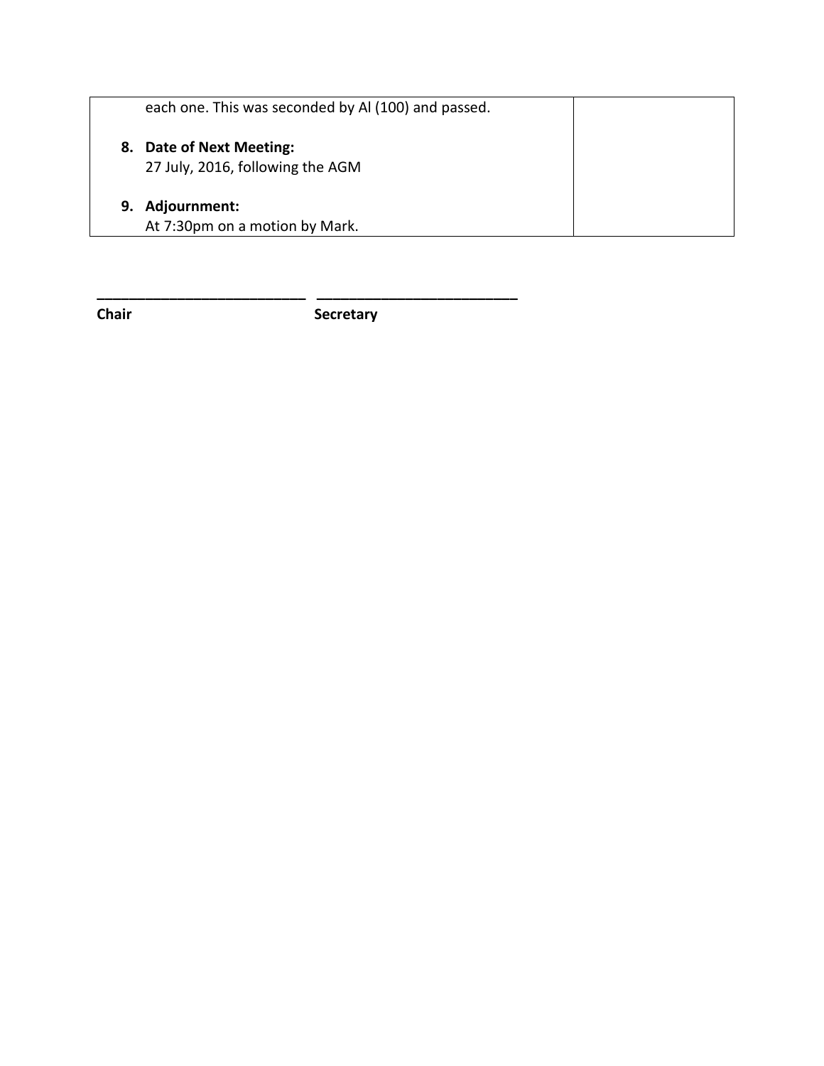| | |
|---|---|
| each one. This was seconded by Al (100) and passed.<br><br>**8. Date of Next Meeting:**<br>27 July, 2016, following the AGM<br><br>**9. Adjournment:**<br>At 7:30pm on a motion by Mark. | |

_____________________________ _____________________________
**Chair** **Secretary**